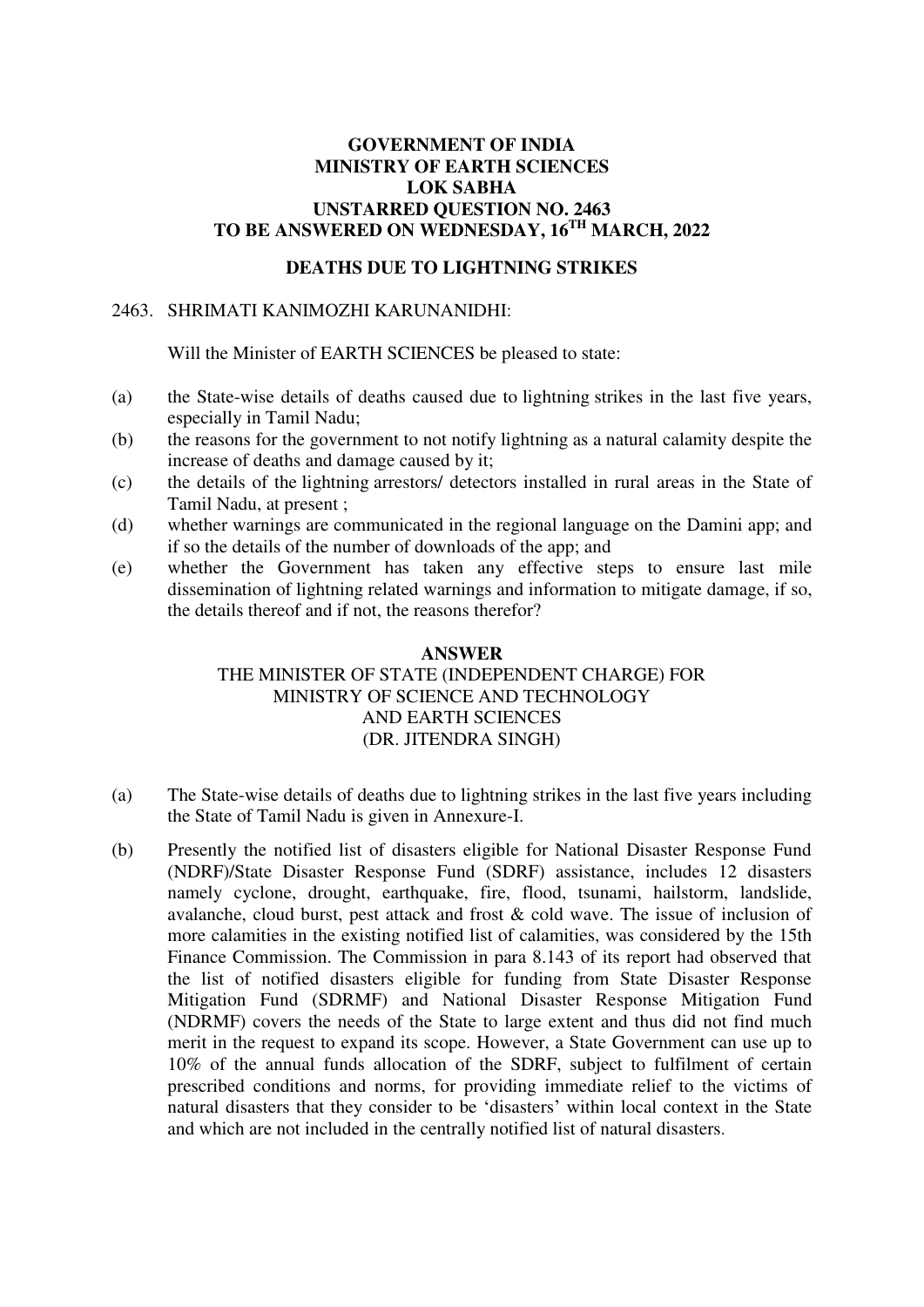**GOVERNMENT OF INDIA**
**MINISTRY OF EARTH SCIENCES**
**LOK SABHA**
**UNSTARRED QUESTION NO. 2463**
**TO BE ANSWERED ON WEDNESDAY, 16TH MARCH, 2022**

**DEATHS DUE TO LIGHTNING STRIKES**

2463. SHRIMATI KANIMOZHI KARUNANIDHI:

Will the Minister of EARTH SCIENCES be pleased to state:

(a) the State-wise details of deaths caused due to lightning strikes in the last five years, especially in Tamil Nadu;

(b) the reasons for the government to not notify lightning as a natural calamity despite the increase of deaths and damage caused by it;

(c) the details of the lightning arrestors/ detectors installed in rural areas in the State of Tamil Nadu, at present ;

(d) whether warnings are communicated in the regional language on the Damini app; and if so the details of the number of downloads of the app; and

(e) whether the Government has taken any effective steps to ensure last mile dissemination of lightning related warnings and information to mitigate damage, if so, the details thereof and if not, the reasons therefor?

**ANSWER**

THE MINISTER OF STATE (INDEPENDENT CHARGE) FOR
MINISTRY OF SCIENCE AND TECHNOLOGY
AND EARTH SCIENCES
(DR. JITENDRA SINGH)

(a) The State-wise details of deaths due to lightning strikes in the last five years including the State of Tamil Nadu is given in Annexure-I.

(b) Presently the notified list of disasters eligible for National Disaster Response Fund (NDRF)/State Disaster Response Fund (SDRF) assistance, includes 12 disasters namely cyclone, drought, earthquake, fire, flood, tsunami, hailstorm, landslide, avalanche, cloud burst, pest attack and frost & cold wave. The issue of inclusion of more calamities in the existing notified list of calamities, was considered by the 15th Finance Commission. The Commission in para 8.143 of its report had observed that the list of notified disasters eligible for funding from State Disaster Response Mitigation Fund (SDRMF) and National Disaster Response Mitigation Fund (NDRMF) covers the needs of the State to large extent and thus did not find much merit in the request to expand its scope. However, a State Government can use up to 10% of the annual funds allocation of the SDRF, subject to fulfilment of certain prescribed conditions and norms, for providing immediate relief to the victims of natural disasters that they consider to be 'disasters' within local context in the State and which are not included in the centrally notified list of natural disasters.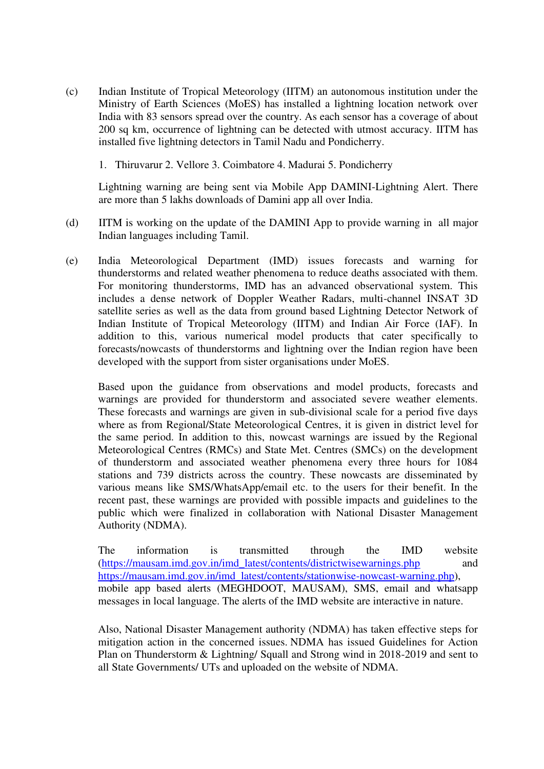(c) Indian Institute of Tropical Meteorology (IITM) an autonomous institution under the Ministry of Earth Sciences (MoES) has installed a lightning location network over India with 83 sensors spread over the country. As each sensor has a coverage of about 200 sq km, occurrence of lightning can be detected with utmost accuracy. IITM has installed five lightning detectors in Tamil Nadu and Pondicherry.

1. Thiruvarur 2. Vellore 3. Coimbatore 4. Madurai 5. Pondicherry

Lightning warning are being sent via Mobile App DAMINI-Lightning Alert. There are more than 5 lakhs downloads of Damini app all over India.

(d) IITM is working on the update of the DAMINI App to provide warning in all major Indian languages including Tamil.

(e) India Meteorological Department (IMD) issues forecasts and warning for thunderstorms and related weather phenomena to reduce deaths associated with them. For monitoring thunderstorms, IMD has an advanced observational system. This includes a dense network of Doppler Weather Radars, multi-channel INSAT 3D satellite series as well as the data from ground based Lightning Detector Network of Indian Institute of Tropical Meteorology (IITM) and Indian Air Force (IAF). In addition to this, various numerical model products that cater specifically to forecasts/nowcasts of thunderstorms and lightning over the Indian region have been developed with the support from sister organisations under MoES.

Based upon the guidance from observations and model products, forecasts and warnings are provided for thunderstorm and associated severe weather elements. These forecasts and warnings are given in sub-divisional scale for a period five days where as from Regional/State Meteorological Centres, it is given in district level for the same period. In addition to this, nowcast warnings are issued by the Regional Meteorological Centres (RMCs) and State Met. Centres (SMCs) on the development of thunderstorm and associated weather phenomena every three hours for 1084 stations and 739 districts across the country. These nowcasts are disseminated by various means like SMS/WhatsApp/email etc. to the users for their benefit. In the recent past, these warnings are provided with possible impacts and guidelines to the public which were finalized in collaboration with National Disaster Management Authority (NDMA).

The information is transmitted through the IMD website (https://mausam.imd.gov.in/imd_latest/contents/districtwisewarnings.php and https://mausam.imd.gov.in/imd_latest/contents/stationwise-nowcast-warning.php), mobile app based alerts (MEGHDOOT, MAUSAM), SMS, email and whatsapp messages in local language. The alerts of the IMD website are interactive in nature.

Also, National Disaster Management authority (NDMA) has taken effective steps for mitigation action in the concerned issues. NDMA has issued Guidelines for Action Plan on Thunderstorm & Lightning/ Squall and Strong wind in 2018-2019 and sent to all State Governments/ UTs and uploaded on the website of NDMA.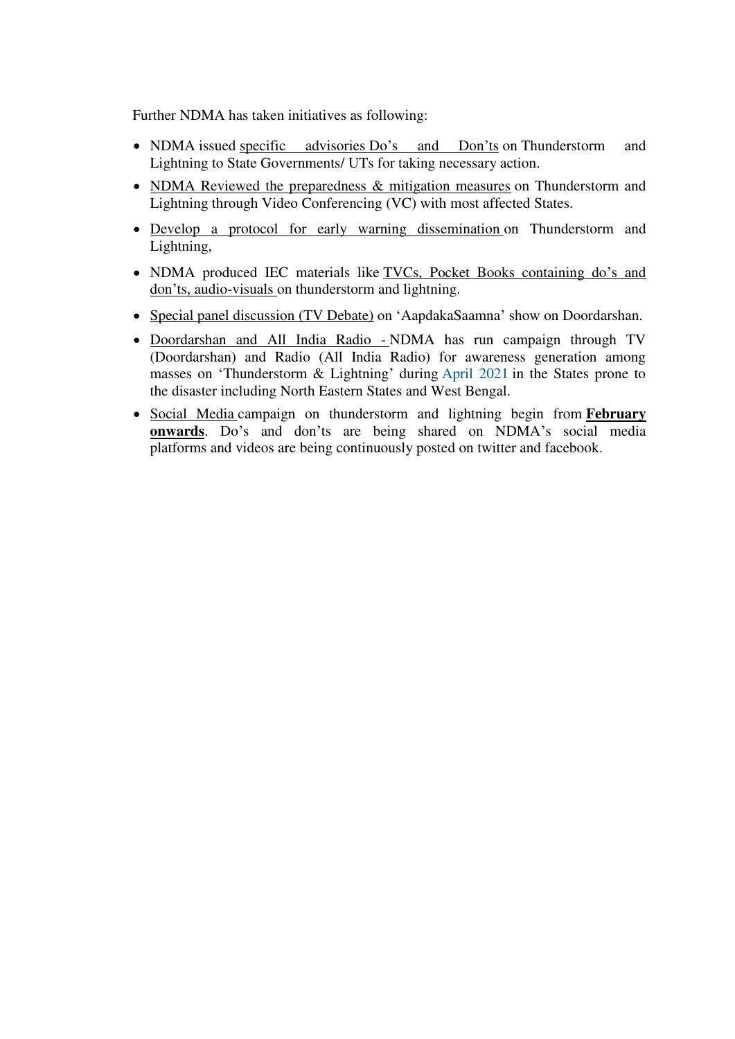Further NDMA has taken initiatives as following:

- NDMA issued specific advisories Do's and Don'ts on Thunderstorm and Lightning to State Governments/ UTs for taking necessary action.
- NDMA Reviewed the preparedness & mitigation measures on Thunderstorm and Lightning through Video Conferencing (VC) with most affected States.
- Develop a protocol for early warning dissemination on Thunderstorm and Lightning,
- NDMA produced IEC materials like TVCs, Pocket Books containing do's and don'ts, audio-visuals on thunderstorm and lightning.
- Special panel discussion (TV Debate) on 'AapdakaSaamna' show on Doordarshan.
- Doordarshan and All India Radio - NDMA has run campaign through TV (Doordarshan) and Radio (All India Radio) for awareness generation among masses on 'Thunderstorm & Lightning' during April 2021 in the States prone to the disaster including North Eastern States and West Bengal.
- Social Media campaign on thunderstorm and lightning begin from **February onwards**. Do's and don'ts are being shared on NDMA's social media platforms and videos are being continuously posted on twitter and facebook.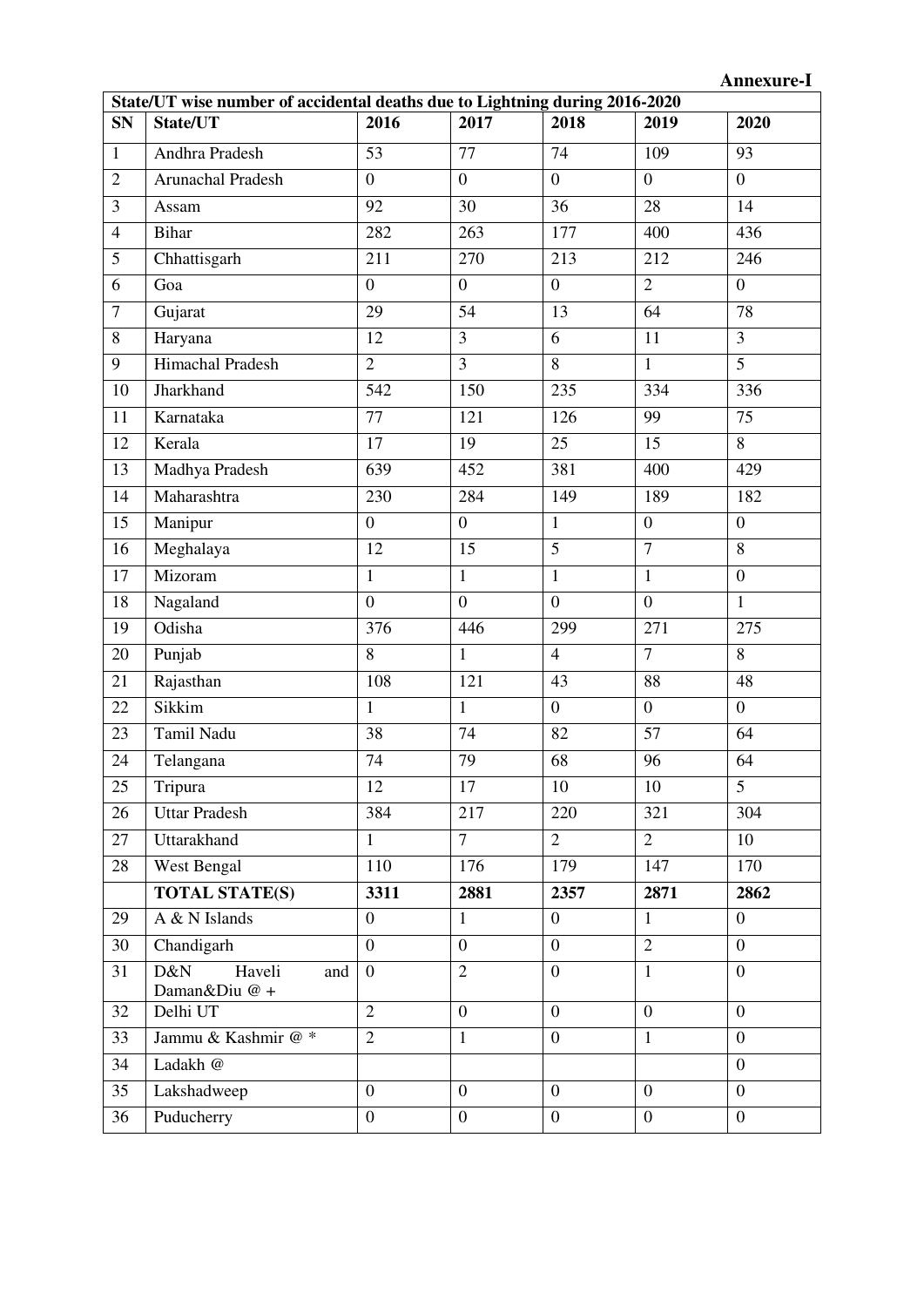**Annexure-I**

| State/UT wise number of accidental deaths due to Lightning during 2016-2020 | | | | | | |
|---|---|---|---|---|---|---|
| **SN** | **State/UT** | **2016** | **2017** | **2018** | **2019** | **2020** |
| 1 | Andhra Pradesh | 53 | 77 | 74 | 109 | 93 |
| 2 | Arunachal Pradesh | 0 | 0 | 0 | 0 | 0 |
| 3 | Assam | 92 | 30 | 36 | 28 | 14 |
| 4 | Bihar | 282 | 263 | 177 | 400 | 436 |
| 5 | Chhattisgarh | 211 | 270 | 213 | 212 | 246 |
| 6 | Goa | 0 | 0 | 0 | 2 | 0 |
| 7 | Gujarat | 29 | 54 | 13 | 64 | 78 |
| 8 | Haryana | 12 | 3 | 6 | 11 | 3 |
| 9 | Himachal Pradesh | 2 | 3 | 8 | 1 | 5 |
| 10 | Jharkhand | 542 | 150 | 235 | 334 | 336 |
| 11 | Karnataka | 77 | 121 | 126 | 99 | 75 |
| 12 | Kerala | 17 | 19 | 25 | 15 | 8 |
| 13 | Madhya Pradesh | 639 | 452 | 381 | 400 | 429 |
| 14 | Maharashtra | 230 | 284 | 149 | 189 | 182 |
| 15 | Manipur | 0 | 0 | 1 | 0 | 0 |
| 16 | Meghalaya | 12 | 15 | 5 | 7 | 8 |
| 17 | Mizoram | 1 | 1 | 1 | 1 | 0 |
| 18 | Nagaland | 0 | 0 | 0 | 0 | 1 |
| 19 | Odisha | 376 | 446 | 299 | 271 | 275 |
| 20 | Punjab | 8 | 1 | 4 | 7 | 8 |
| 21 | Rajasthan | 108 | 121 | 43 | 88 | 48 |
| 22 | Sikkim | 1 | 1 | 0 | 0 | 0 |
| 23 | Tamil Nadu | 38 | 74 | 82 | 57 | 64 |
| 24 | Telangana | 74 | 79 | 68 | 96 | 64 |
| 25 | Tripura | 12 | 17 | 10 | 10 | 5 |
| 26 | Uttar Pradesh | 384 | 217 | 220 | 321 | 304 |
| 27 | Uttarakhand | 1 | 7 | 2 | 2 | 10 |
| 28 | West Bengal | 110 | 176 | 179 | 147 | 170 |
| | **TOTAL STATE(S)** | **3311** | **2881** | **2357** | **2871** | **2862** |
| 29 | A & N Islands | 0 | 1 | 0 | 1 | 0 |
| 30 | Chandigarh | 0 | 0 | 0 | 2 | 0 |
| 31 | D&N Haveli and Daman&Diu @ + | 0 | 2 | 0 | 1 | 0 |
| 32 | Delhi UT | 2 | 0 | 0 | 0 | 0 |
| 33 | Jammu & Kashmir @ * | 2 | 1 | 0 | 1 | 0 |
| 34 | Ladakh @ | | | | | 0 |
| 35 | Lakshadweep | 0 | 0 | 0 | 0 | 0 |
| 36 | Puducherry | 0 | 0 | 0 | 0 | 0 |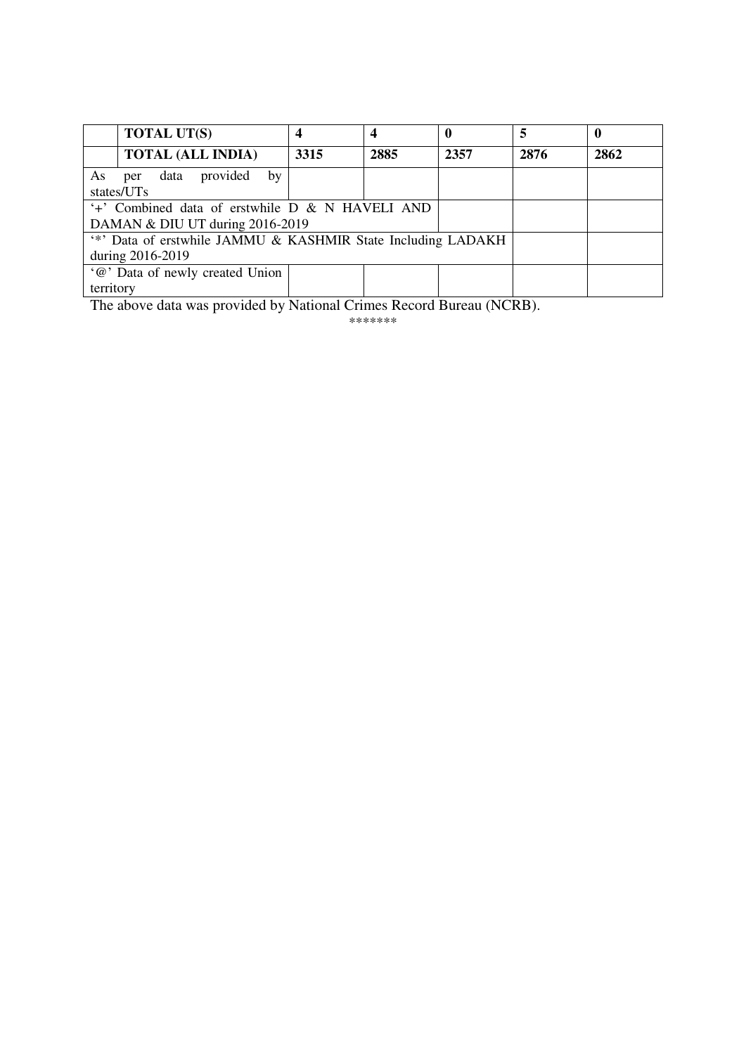| | | | | | | |
|---|---|---|---|---|---|---|
| | **TOTAL UT(S)** | **4** | **4** | **0** | **5** | **0** |
| | **TOTAL (ALL INDIA)** | **3315** | **2885** | **2357** | **2876** | **2862** |
| As per data provided by states/UTs | | | | | | |
| '+' Combined data of erstwhile D & N HAVELI AND DAMAN & DIU UT during 2016-2019 | | | | | | |
| '*' Data of erstwhile JAMMU & KASHMIR State Including LADAKH during 2016-2019 | | | | | | |
| '@' Data of newly created Union territory | | | | | | |

The above data was provided by National Crimes Record Bureau (NCRB).

*******